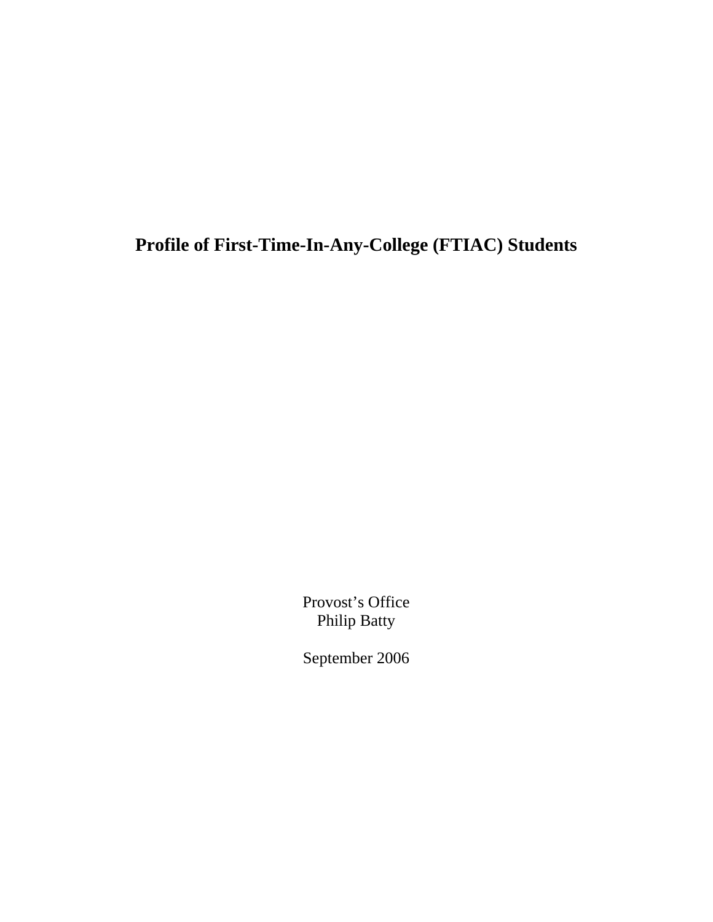# Profile of First-Time-In-Any-College (FTIAC) Students

Provost's Office
Philip Batty

September 2006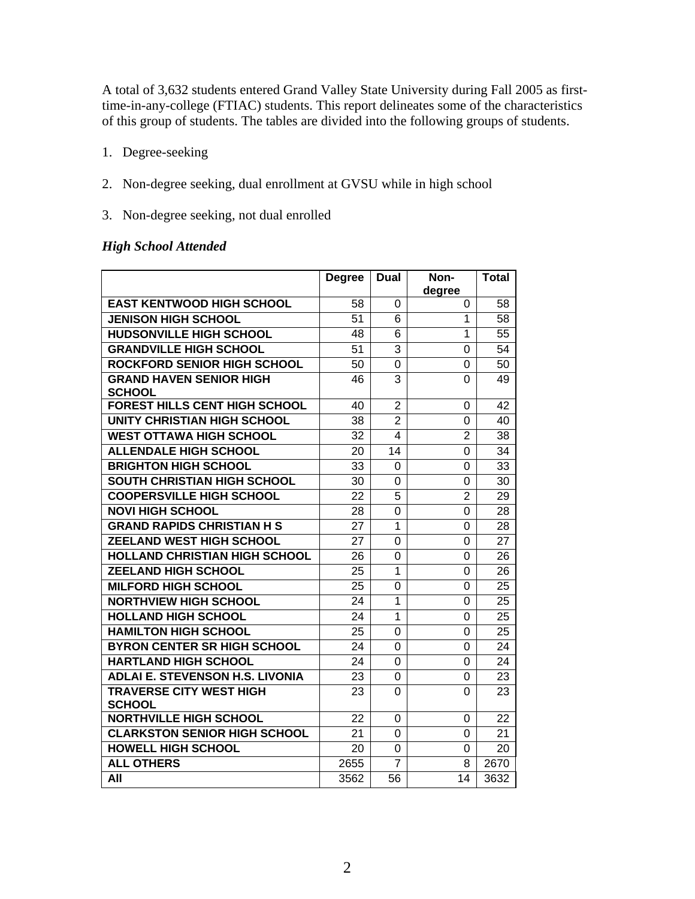A total of 3,632 students entered Grand Valley State University during Fall 2005 as first-time-in-any-college (FTIAC) students. This report delineates some of the characteristics of this group of students. The tables are divided into the following groups of students.

1. Degree-seeking
2. Non-degree seeking, dual enrollment at GVSU while in high school
3. Non-degree seeking, not dual enrolled

### *High School Attended*

| | Degree | Dual | Non-degree | Total |
|---|---|---|---|---|
| EAST KENTWOOD HIGH SCHOOL | 58 | 0 | 0 | 58 |
| JENISON HIGH SCHOOL | 51 | 6 | 1 | 58 |
| HUDSONVILLE HIGH SCHOOL | 48 | 6 | 1 | 55 |
| GRANDVILLE HIGH SCHOOL | 51 | 3 | 0 | 54 |
| ROCKFORD SENIOR HIGH SCHOOL | 50 | 0 | 0 | 50 |
| GRAND HAVEN SENIOR HIGH SCHOOL | 46 | 3 | 0 | 49 |
| FOREST HILLS CENT HIGH SCHOOL | 40 | 2 | 0 | 42 |
| UNITY CHRISTIAN HIGH SCHOOL | 38 | 2 | 0 | 40 |
| WEST OTTAWA HIGH SCHOOL | 32 | 4 | 2 | 38 |
| ALLENDALE HIGH SCHOOL | 20 | 14 | 0 | 34 |
| BRIGHTON HIGH SCHOOL | 33 | 0 | 0 | 33 |
| SOUTH CHRISTIAN HIGH SCHOOL | 30 | 0 | 0 | 30 |
| COOPERSVILLE HIGH SCHOOL | 22 | 5 | 2 | 29 |
| NOVI HIGH SCHOOL | 28 | 0 | 0 | 28 |
| GRAND RAPIDS CHRISTIAN H S | 27 | 1 | 0 | 28 |
| ZEELAND WEST HIGH SCHOOL | 27 | 0 | 0 | 27 |
| HOLLAND CHRISTIAN HIGH SCHOOL | 26 | 0 | 0 | 26 |
| ZEELAND HIGH SCHOOL | 25 | 1 | 0 | 26 |
| MILFORD HIGH SCHOOL | 25 | 0 | 0 | 25 |
| NORTHVIEW HIGH SCHOOL | 24 | 1 | 0 | 25 |
| HOLLAND HIGH SCHOOL | 24 | 1 | 0 | 25 |
| HAMILTON HIGH SCHOOL | 25 | 0 | 0 | 25 |
| BYRON CENTER SR HIGH SCHOOL | 24 | 0 | 0 | 24 |
| HARTLAND HIGH SCHOOL | 24 | 0 | 0 | 24 |
| ADLAI E. STEVENSON H.S. LIVONIA | 23 | 0 | 0 | 23 |
| TRAVERSE CITY WEST HIGH SCHOOL | 23 | 0 | 0 | 23 |
| NORTHVILLE HIGH SCHOOL | 22 | 0 | 0 | 22 |
| CLARKSTON SENIOR HIGH SCHOOL | 21 | 0 | 0 | 21 |
| HOWELL HIGH SCHOOL | 20 | 0 | 0 | 20 |
| ALL OTHERS | 2655 | 7 | 8 | 2670 |
| All | 3562 | 56 | 14 | 3632 |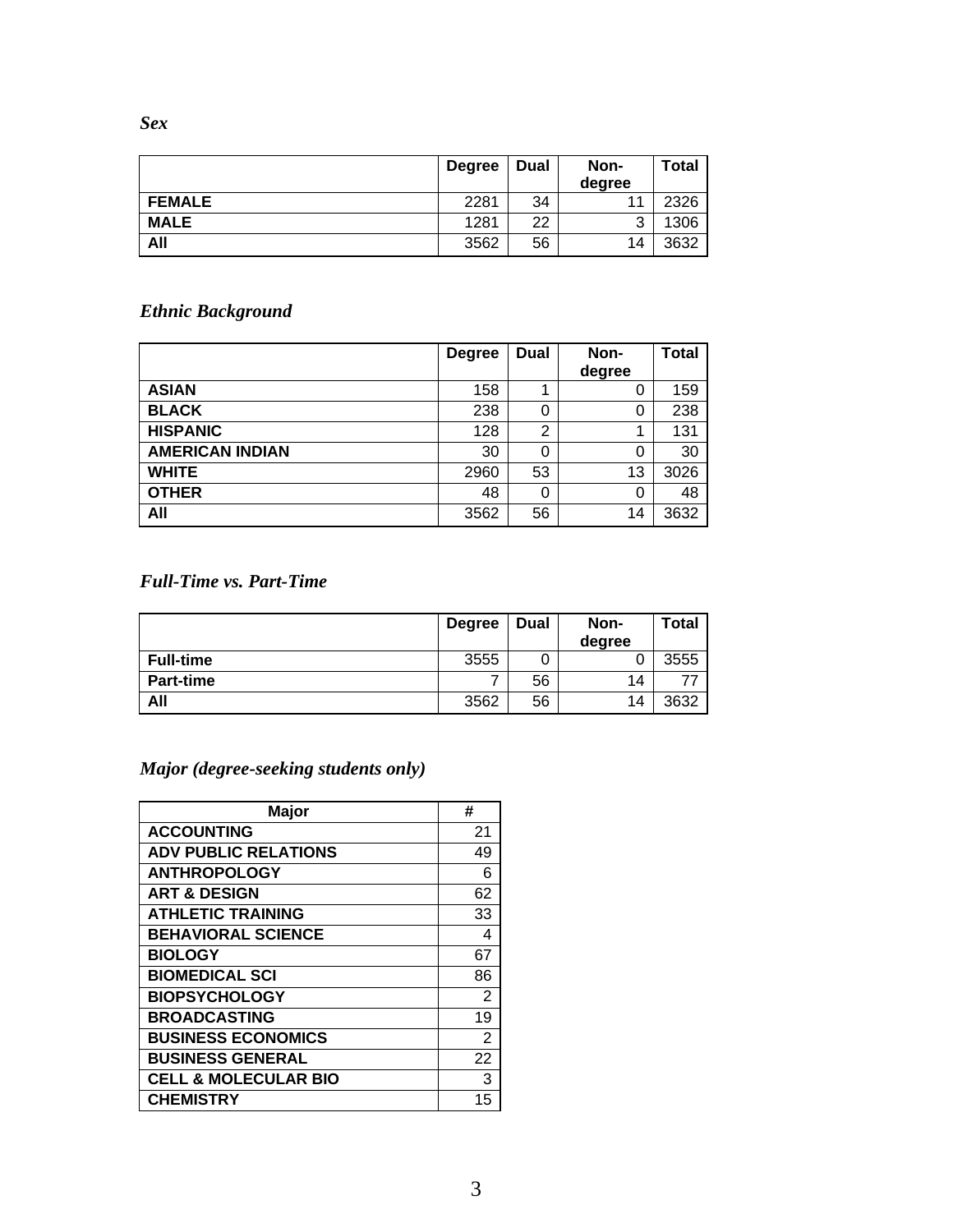*Sex*

| | Degree | Dual | Non-degree | Total |
|---|---|---|---|---|
| **FEMALE** | 2281 | 34 | 11 | 2326 |
| **MALE** | 1281 | 22 | 3 | 1306 |
| **All** | 3562 | 56 | 14 | 3632 |

*Ethnic Background*

| | Degree | Dual | Non-degree | Total |
|---|---|---|---|---|
| **ASIAN** | 158 | 1 | 0 | 159 |
| **BLACK** | 238 | 0 | 0 | 238 |
| **HISPANIC** | 128 | 2 | 1 | 131 |
| **AMERICAN INDIAN** | 30 | 0 | 0 | 30 |
| **WHITE** | 2960 | 53 | 13 | 3026 |
| **OTHER** | 48 | 0 | 0 | 48 |
| **All** | 3562 | 56 | 14 | 3632 |

*Full-Time vs. Part-Time*

| | Degree | Dual | Non-degree | Total |
|---|---|---|---|---|
| **Full-time** | 3555 | 0 | 0 | 3555 |
| **Part-time** | 7 | 56 | 14 | 77 |
| **All** | 3562 | 56 | 14 | 3632 |

*Major (degree-seeking students only)*

| Major | # |
|---|---|
| **ACCOUNTING** | 21 |
| **ADV PUBLIC RELATIONS** | 49 |
| **ANTHROPOLOGY** | 6 |
| **ART & DESIGN** | 62 |
| **ATHLETIC TRAINING** | 33 |
| **BEHAVIORAL SCIENCE** | 4 |
| **BIOLOGY** | 67 |
| **BIOMEDICAL SCI** | 86 |
| **BIOPSYCHOLOGY** | 2 |
| **BROADCASTING** | 19 |
| **BUSINESS ECONOMICS** | 2 |
| **BUSINESS GENERAL** | 22 |
| **CELL & MOLECULAR BIO** | 3 |
| **CHEMISTRY** | 15 |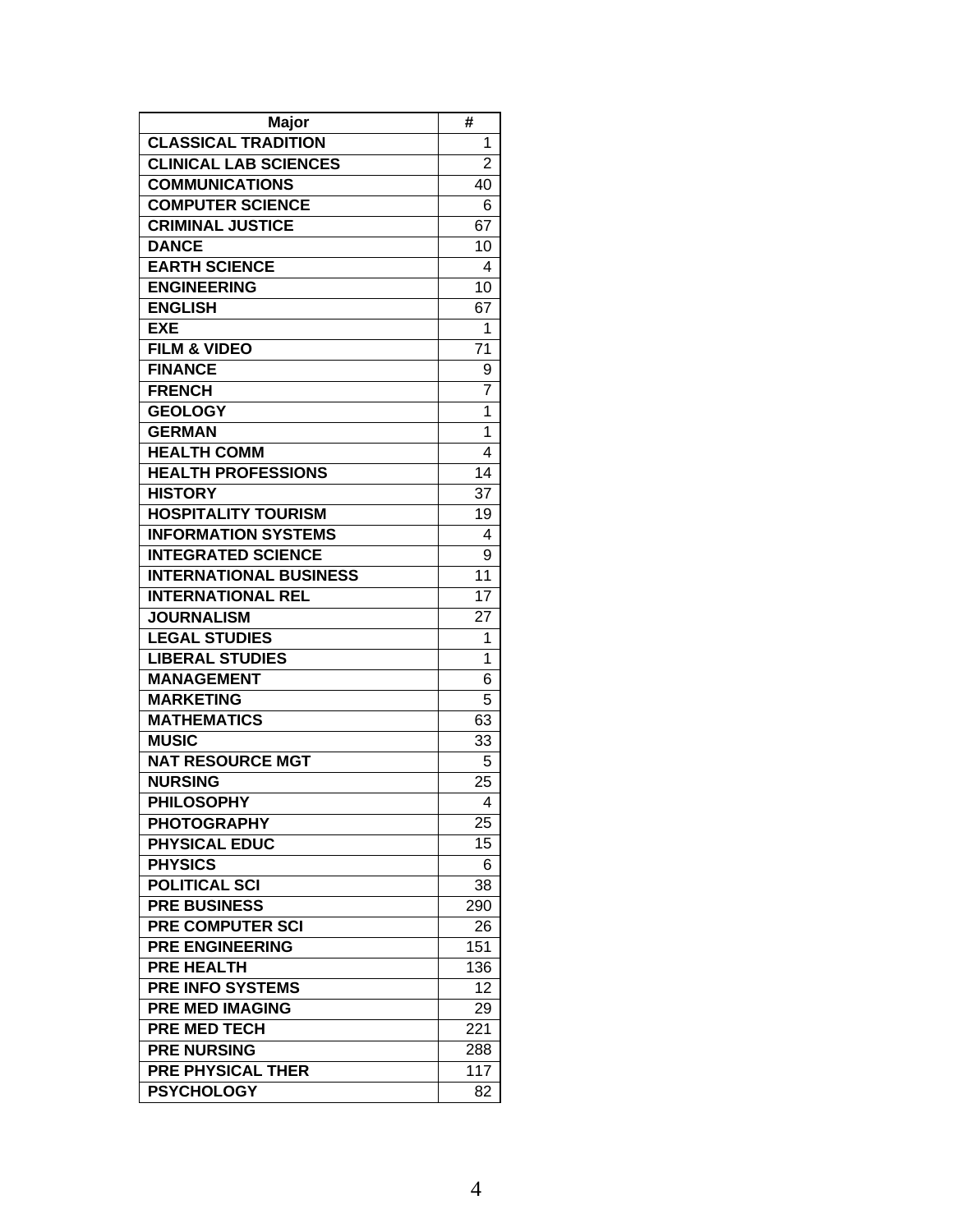| Major | # |
|---|---|
| CLASSICAL TRADITION | 1 |
| CLINICAL LAB SCIENCES | 2 |
| COMMUNICATIONS | 40 |
| COMPUTER SCIENCE | 6 |
| CRIMINAL JUSTICE | 67 |
| DANCE | 10 |
| EARTH SCIENCE | 4 |
| ENGINEERING | 10 |
| ENGLISH | 67 |
| EXE | 1 |
| FILM & VIDEO | 71 |
| FINANCE | 9 |
| FRENCH | 7 |
| GEOLOGY | 1 |
| GERMAN | 1 |
| HEALTH COMM | 4 |
| HEALTH PROFESSIONS | 14 |
| HISTORY | 37 |
| HOSPITALITY TOURISM | 19 |
| INFORMATION SYSTEMS | 4 |
| INTEGRATED SCIENCE | 9 |
| INTERNATIONAL BUSINESS | 11 |
| INTERNATIONAL REL | 17 |
| JOURNALISM | 27 |
| LEGAL STUDIES | 1 |
| LIBERAL STUDIES | 1 |
| MANAGEMENT | 6 |
| MARKETING | 5 |
| MATHEMATICS | 63 |
| MUSIC | 33 |
| NAT RESOURCE MGT | 5 |
| NURSING | 25 |
| PHILOSOPHY | 4 |
| PHOTOGRAPHY | 25 |
| PHYSICAL EDUC | 15 |
| PHYSICS | 6 |
| POLITICAL SCI | 38 |
| PRE BUSINESS | 290 |
| PRE COMPUTER SCI | 26 |
| PRE ENGINEERING | 151 |
| PRE HEALTH | 136 |
| PRE INFO SYSTEMS | 12 |
| PRE MED IMAGING | 29 |
| PRE MED TECH | 221 |
| PRE NURSING | 288 |
| PRE PHYSICAL THER | 117 |
| PSYCHOLOGY | 82 |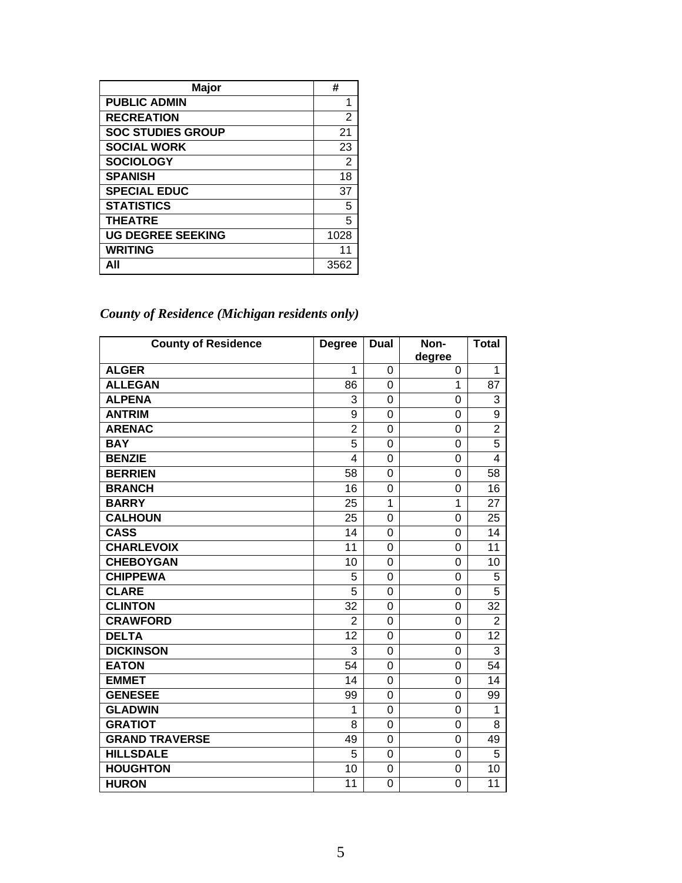| Major | # |
|---|---|
| **PUBLIC ADMIN** | 1 |
| **RECREATION** | 2 |
| **SOC STUDIES GROUP** | 21 |
| **SOCIAL WORK** | 23 |
| **SOCIOLOGY** | 2 |
| **SPANISH** | 18 |
| **SPECIAL EDUC** | 37 |
| **STATISTICS** | 5 |
| **THEATRE** | 5 |
| **UG DEGREE SEEKING** | 1028 |
| **WRITING** | 11 |
| **All** | 3562 |

## *County of Residence (Michigan residents only)*

| County of Residence | Degree | Dual | Non-degree | Total |
|---|---|---|---|---|
| **ALGER** | 1 | 0 | 0 | 1 |
| **ALLEGAN** | 86 | 0 | 1 | 87 |
| **ALPENA** | 3 | 0 | 0 | 3 |
| **ANTRIM** | 9 | 0 | 0 | 9 |
| **ARENAC** | 2 | 0 | 0 | 2 |
| **BAY** | 5 | 0 | 0 | 5 |
| **BENZIE** | 4 | 0 | 0 | 4 |
| **BERRIEN** | 58 | 0 | 0 | 58 |
| **BRANCH** | 16 | 0 | 0 | 16 |
| **BARRY** | 25 | 1 | 1 | 27 |
| **CALHOUN** | 25 | 0 | 0 | 25 |
| **CASS** | 14 | 0 | 0 | 14 |
| **CHARLEVOIX** | 11 | 0 | 0 | 11 |
| **CHEBOYGAN** | 10 | 0 | 0 | 10 |
| **CHIPPEWA** | 5 | 0 | 0 | 5 |
| **CLARE** | 5 | 0 | 0 | 5 |
| **CLINTON** | 32 | 0 | 0 | 32 |
| **CRAWFORD** | 2 | 0 | 0 | 2 |
| **DELTA** | 12 | 0 | 0 | 12 |
| **DICKINSON** | 3 | 0 | 0 | 3 |
| **EATON** | 54 | 0 | 0 | 54 |
| **EMMET** | 14 | 0 | 0 | 14 |
| **GENESEE** | 99 | 0 | 0 | 99 |
| **GLADWIN** | 1 | 0 | 0 | 1 |
| **GRATIOT** | 8 | 0 | 0 | 8 |
| **GRAND TRAVERSE** | 49 | 0 | 0 | 49 |
| **HILLSDALE** | 5 | 0 | 0 | 5 |
| **HOUGHTON** | 10 | 0 | 0 | 10 |
| **HURON** | 11 | 0 | 0 | 11 |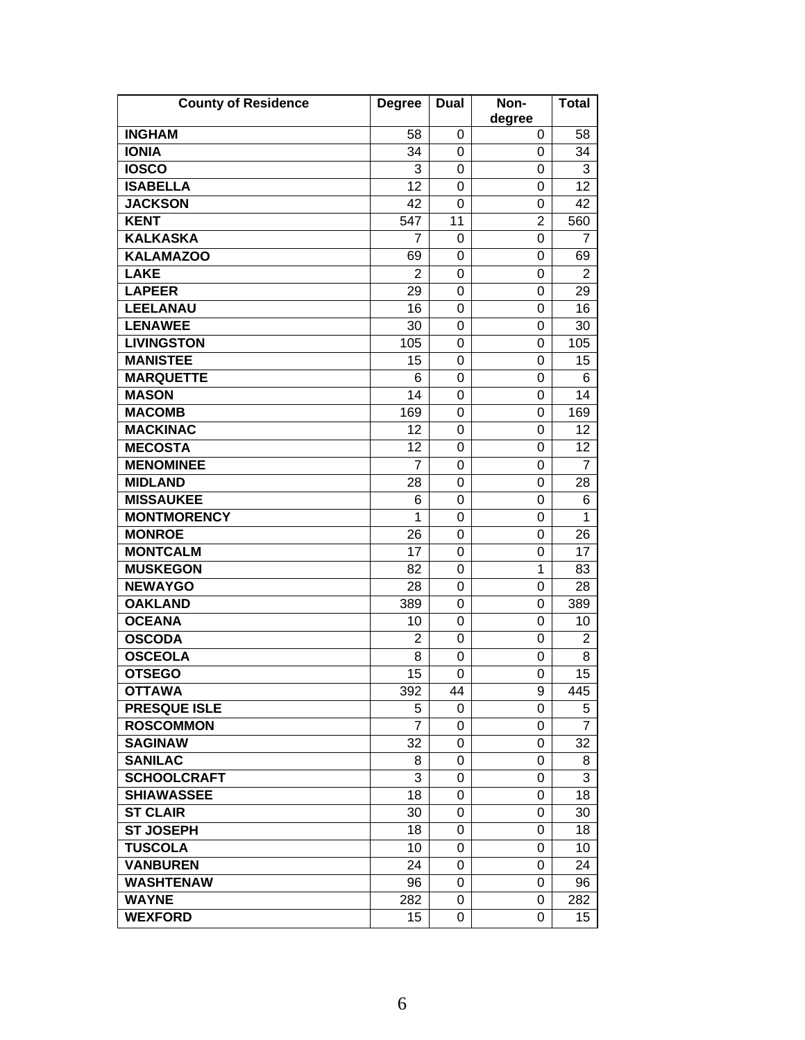| County of Residence | Degree | Dual | Non-degree | Total |
|---|---|---|---|---|
| **INGHAM** | 58 | 0 | 0 | 58 |
| **IONIA** | 34 | 0 | 0 | 34 |
| **IOSCO** | 3 | 0 | 0 | 3 |
| **ISABELLA** | 12 | 0 | 0 | 12 |
| **JACKSON** | 42 | 0 | 0 | 42 |
| **KENT** | 547 | 11 | 2 | 560 |
| **KALKASKA** | 7 | 0 | 0 | 7 |
| **KALAMAZOO** | 69 | 0 | 0 | 69 |
| **LAKE** | 2 | 0 | 0 | 2 |
| **LAPEER** | 29 | 0 | 0 | 29 |
| **LEELANAU** | 16 | 0 | 0 | 16 |
| **LENAWEE** | 30 | 0 | 0 | 30 |
| **LIVINGSTON** | 105 | 0 | 0 | 105 |
| **MANISTEE** | 15 | 0 | 0 | 15 |
| **MARQUETTE** | 6 | 0 | 0 | 6 |
| **MASON** | 14 | 0 | 0 | 14 |
| **MACOMB** | 169 | 0 | 0 | 169 |
| **MACKINAC** | 12 | 0 | 0 | 12 |
| **MECOSTA** | 12 | 0 | 0 | 12 |
| **MENOMINEE** | 7 | 0 | 0 | 7 |
| **MIDLAND** | 28 | 0 | 0 | 28 |
| **MISSAUKEE** | 6 | 0 | 0 | 6 |
| **MONTMORENCY** | 1 | 0 | 0 | 1 |
| **MONROE** | 26 | 0 | 0 | 26 |
| **MONTCALM** | 17 | 0 | 0 | 17 |
| **MUSKEGON** | 82 | 0 | 1 | 83 |
| **NEWAYGO** | 28 | 0 | 0 | 28 |
| **OAKLAND** | 389 | 0 | 0 | 389 |
| **OCEANA** | 10 | 0 | 0 | 10 |
| **OSCODA** | 2 | 0 | 0 | 2 |
| **OSCEOLA** | 8 | 0 | 0 | 8 |
| **OTSEGO** | 15 | 0 | 0 | 15 |
| **OTTAWA** | 392 | 44 | 9 | 445 |
| **PRESQUE ISLE** | 5 | 0 | 0 | 5 |
| **ROSCOMMON** | 7 | 0 | 0 | 7 |
| **SAGINAW** | 32 | 0 | 0 | 32 |
| **SANILAC** | 8 | 0 | 0 | 8 |
| **SCHOOLCRAFT** | 3 | 0 | 0 | 3 |
| **SHIAWASSEE** | 18 | 0 | 0 | 18 |
| **ST CLAIR** | 30 | 0 | 0 | 30 |
| **ST JOSEPH** | 18 | 0 | 0 | 18 |
| **TUSCOLA** | 10 | 0 | 0 | 10 |
| **VANBUREN** | 24 | 0 | 0 | 24 |
| **WASHTENAW** | 96 | 0 | 0 | 96 |
| **WAYNE** | 282 | 0 | 0 | 282 |
| **WEXFORD** | 15 | 0 | 0 | 15 |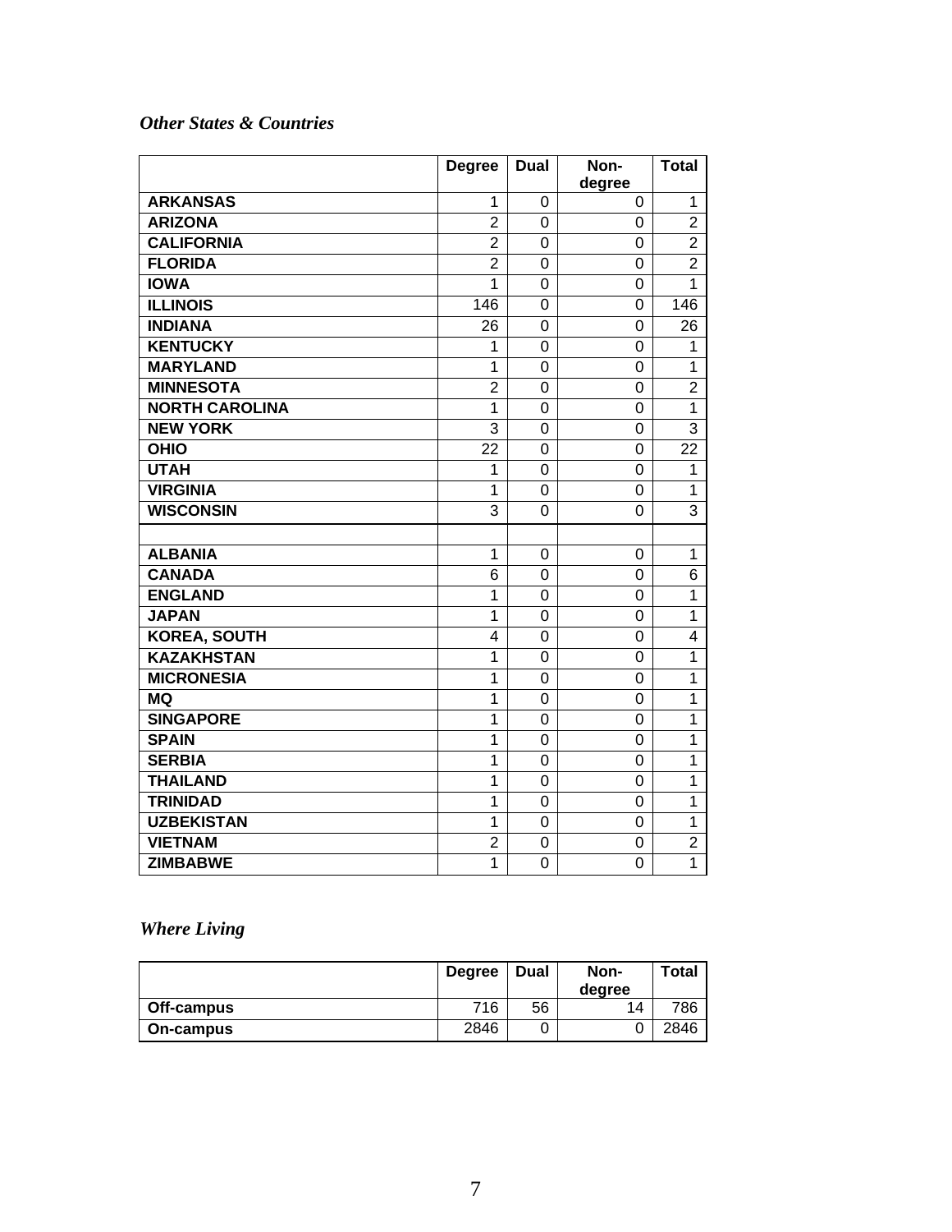*Other States & Countries*

| | Degree | Dual | Non-degree | Total |
|---|---|---|---|---|
| **ARKANSAS** | 1 | 0 | 0 | 1 |
| **ARIZONA** | 2 | 0 | 0 | 2 |
| **CALIFORNIA** | 2 | 0 | 0 | 2 |
| **FLORIDA** | 2 | 0 | 0 | 2 |
| **IOWA** | 1 | 0 | 0 | 1 |
| **ILLINOIS** | 146 | 0 | 0 | 146 |
| **INDIANA** | 26 | 0 | 0 | 26 |
| **KENTUCKY** | 1 | 0 | 0 | 1 |
| **MARYLAND** | 1 | 0 | 0 | 1 |
| **MINNESOTA** | 2 | 0 | 0 | 2 |
| **NORTH CAROLINA** | 1 | 0 | 0 | 1 |
| **NEW YORK** | 3 | 0 | 0 | 3 |
| **OHIO** | 22 | 0 | 0 | 22 |
| **UTAH** | 1 | 0 | 0 | 1 |
| **VIRGINIA** | 1 | 0 | 0 | 1 |
| **WISCONSIN** | 3 | 0 | 0 | 3 |
| | | | | |
| **ALBANIA** | 1 | 0 | 0 | 1 |
| **CANADA** | 6 | 0 | 0 | 6 |
| **ENGLAND** | 1 | 0 | 0 | 1 |
| **JAPAN** | 1 | 0 | 0 | 1 |
| **KOREA, SOUTH** | 4 | 0 | 0 | 4 |
| **KAZAKHSTAN** | 1 | 0 | 0 | 1 |
| **MICRONESIA** | 1 | 0 | 0 | 1 |
| **MQ** | 1 | 0 | 0 | 1 |
| **SINGAPORE** | 1 | 0 | 0 | 1 |
| **SPAIN** | 1 | 0 | 0 | 1 |
| **SERBIA** | 1 | 0 | 0 | 1 |
| **THAILAND** | 1 | 0 | 0 | 1 |
| **TRINIDAD** | 1 | 0 | 0 | 1 |
| **UZBEKISTAN** | 1 | 0 | 0 | 1 |
| **VIETNAM** | 2 | 0 | 0 | 2 |
| **ZIMBABWE** | 1 | 0 | 0 | 1 |

*Where Living*

| | Degree | Dual | Non-degree | Total |
|---|---|---|---|---|
| **Off-campus** | 716 | 56 | 14 | 786 |
| **On-campus** | 2846 | 0 | 0 | 2846 |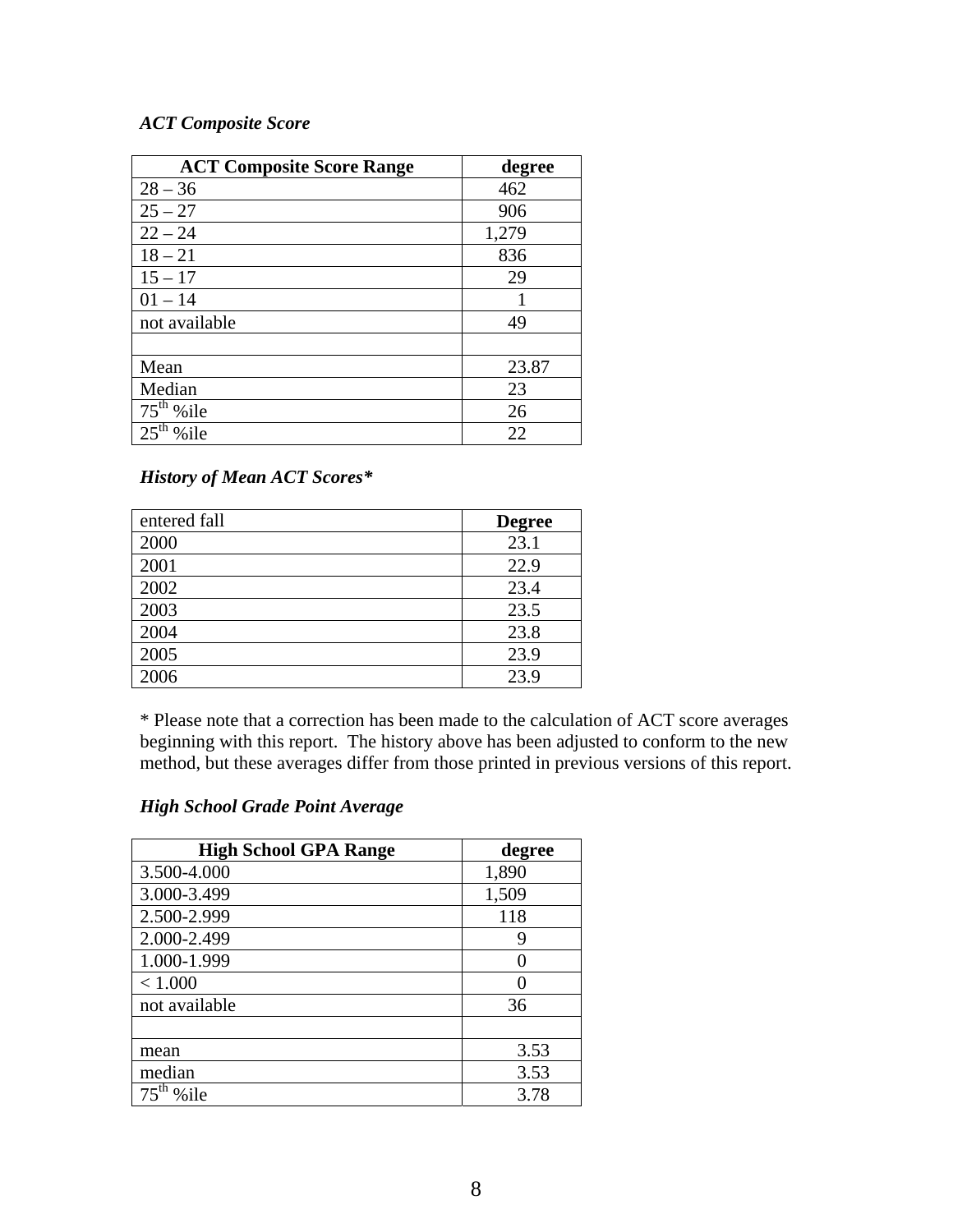***ACT Composite Score***

| ACT Composite Score Range | degree |
|---|---|
| 28 – 36 | 462 |
| 25 – 27 | 906 |
| 22 – 24 | 1,279 |
| 18 – 21 | 836 |
| 15 – 17 | 29 |
| 01 – 14 | 1 |
| not available | 49 |
| | |
| Mean | 23.87 |
| Median | 23 |
| 75th %ile | 26 |
| 25th %ile | 22 |

***History of Mean ACT Scores****

| entered fall | Degree |
|---|---|
| 2000 | 23.1 |
| 2001 | 22.9 |
| 2002 | 23.4 |
| 2003 | 23.5 |
| 2004 | 23.8 |
| 2005 | 23.9 |
| 2006 | 23.9 |

* Please note that a correction has been made to the calculation of ACT score averages beginning with this report. The history above has been adjusted to conform to the new method, but these averages differ from those printed in previous versions of this report.

***High School Grade Point Average***

| High School GPA Range | degree |
|---|---|
| 3.500-4.000 | 1,890 |
| 3.000-3.499 | 1,509 |
| 2.500-2.999 | 118 |
| 2.000-2.499 | 9 |
| 1.000-1.999 | 0 |
| < 1.000 | 0 |
| not available | 36 |
| | |
| mean | 3.53 |
| median | 3.53 |
| 75th %ile | 3.78 |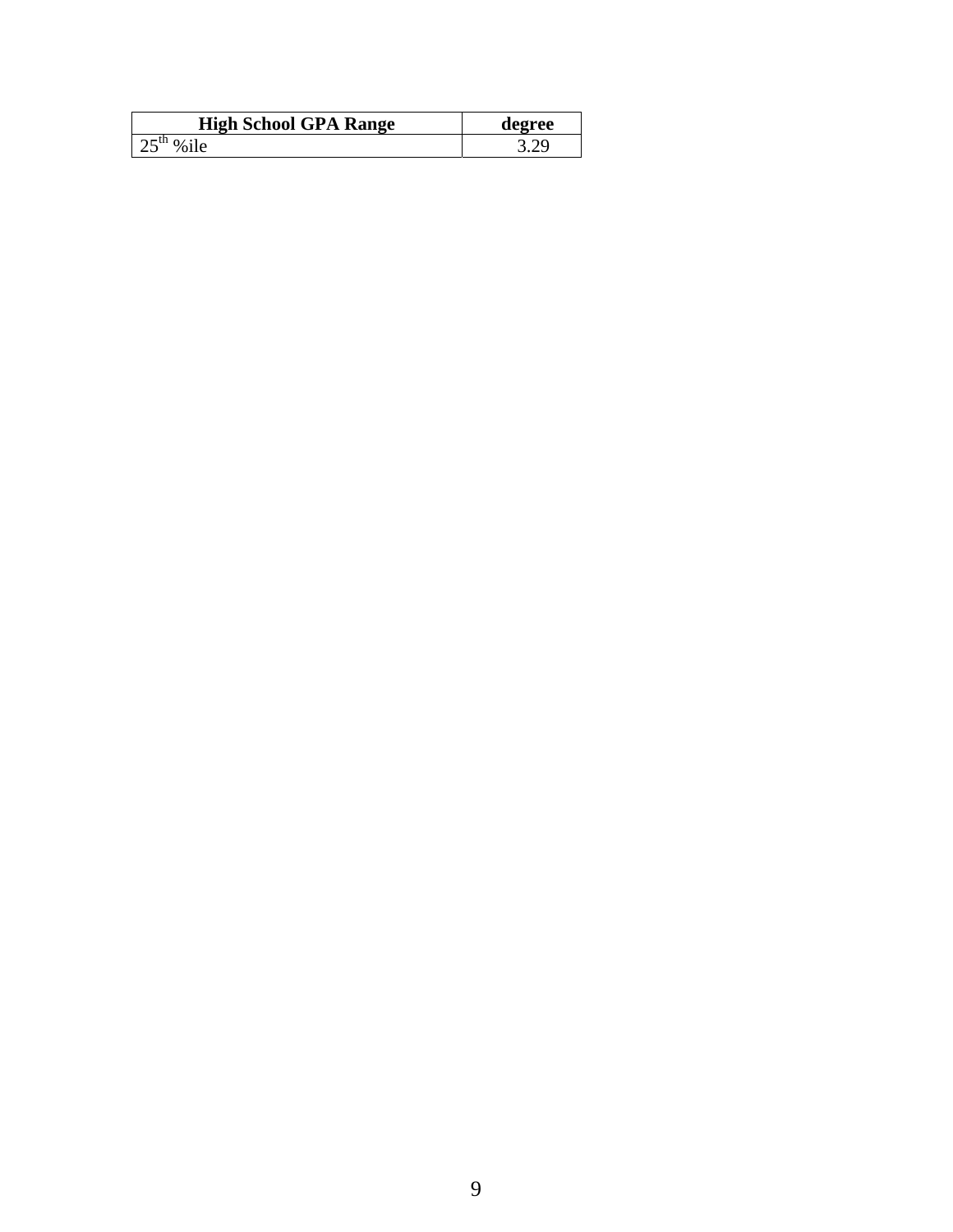| High School GPA Range | degree |
| --- | --- |
| 25th %ile | 3.29 |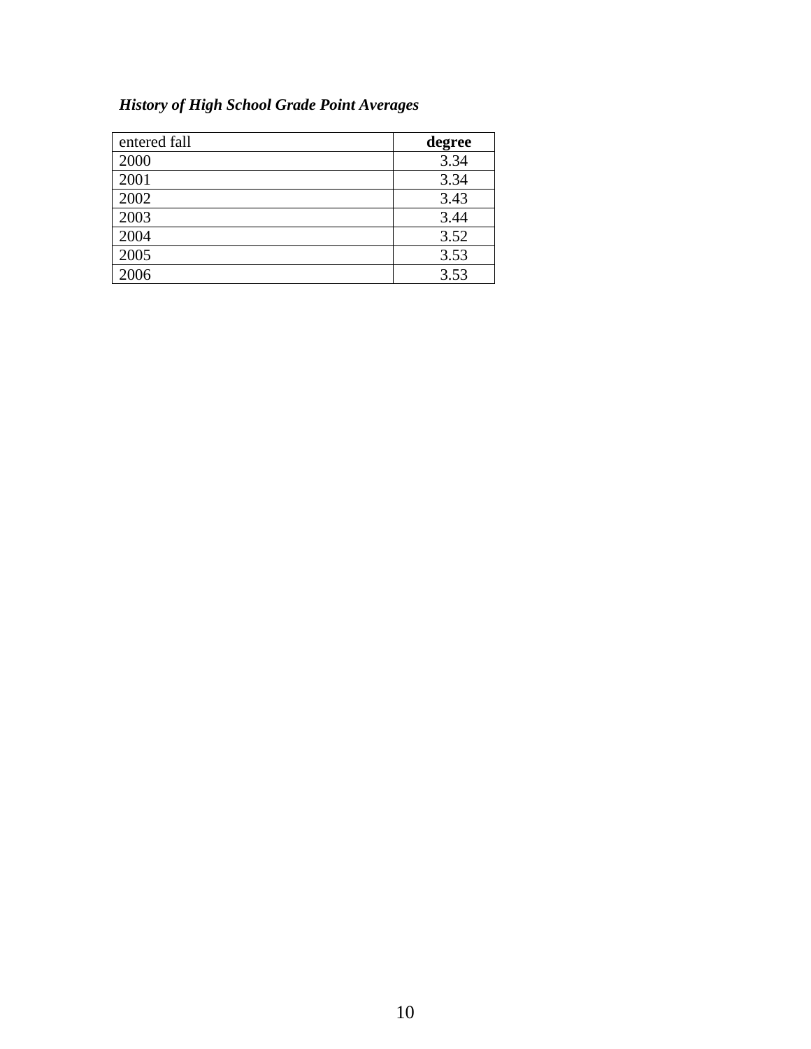***History of High School Grade Point Averages***

| entered fall | **degree** |
|---|---|
| 2000 | 3.34 |
| 2001 | 3.34 |
| 2002 | 3.43 |
| 2003 | 3.44 |
| 2004 | 3.52 |
| 2005 | 3.53 |
| 2006 | 3.53 |